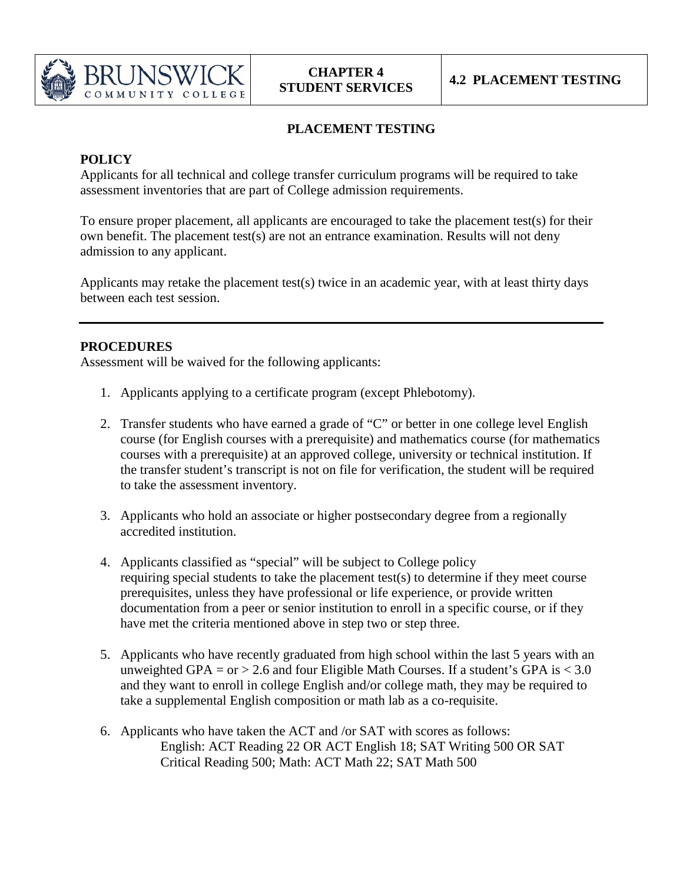# PLACEMENT TESTING

## POLICY

Applicants for all technical and college transfer curriculum programs will be required to take assessment inventories that are part of College admission requirements.

To ensure proper placement, all applicants are encouraged to take the placement test(s) for their own benefit. The placement test(s) are not an entrance examination. Results will not deny admission to any applicant.

Applicants may retake the placement test(s) twice in an academic year, with at least thirty days between each test session.

---

## PROCEDURES

Assessment will be waived for the following applicants:

1. Applicants applying to a certificate program (except Phlebotomy).

2. Transfer students who have earned a grade of "C" or better in one college level English course (for English courses with a prerequisite) and mathematics course (for mathematics courses with a prerequisite) at an approved college, university or technical institution. If the transfer student's transcript is not on file for verification, the student will be required to take the assessment inventory.

3. Applicants who hold an associate or higher postsecondary degree from a regionally accredited institution.

4. Applicants classified as "special" will be subject to College policy requiring special students to take the placement test(s) to determine if they meet course prerequisites, unless they have professional or life experience, or provide written documentation from a peer or senior institution to enroll in a specific course, or if they have met the criteria mentioned above in step two or step three.

5. Applicants who have recently graduated from high school within the last 5 years with an unweighted GPA = or > 2.6 and four Eligible Math Courses. If a student's GPA is < 3.0 and they want to enroll in college English and/or college math, they may be required to take a supplemental English composition or math lab as a co-requisite.

6. Applicants who have taken the ACT and /or SAT with scores as follows:
   English: ACT Reading 22 OR ACT English 18; SAT Writing 500 OR SAT Critical Reading 500; Math: ACT Math 22; SAT Math 500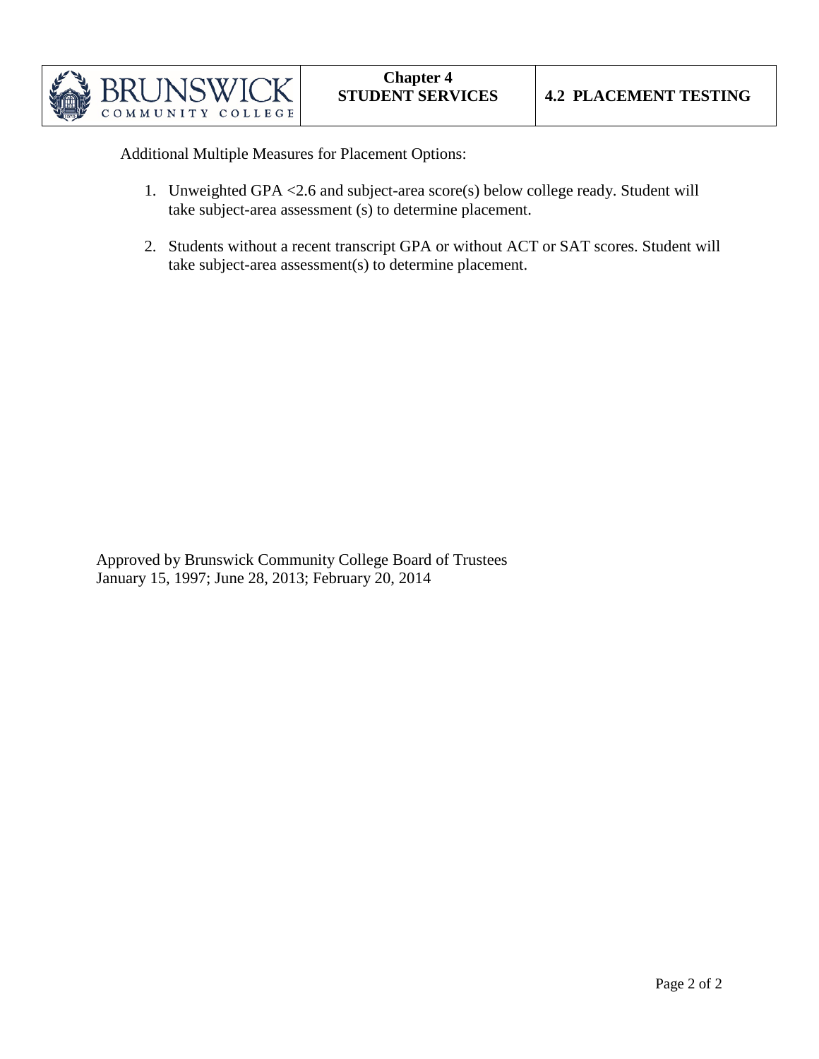Additional Multiple Measures for Placement Options:

1. Unweighted GPA <2.6 and subject-area score(s) below college ready. Student will take subject-area assessment (s) to determine placement.

2. Students without a recent transcript GPA or without ACT or SAT scores. Student will take subject-area assessment(s) to determine placement.

Approved by Brunswick Community College Board of Trustees
January 15, 1997; June 28, 2013; February 20, 2014